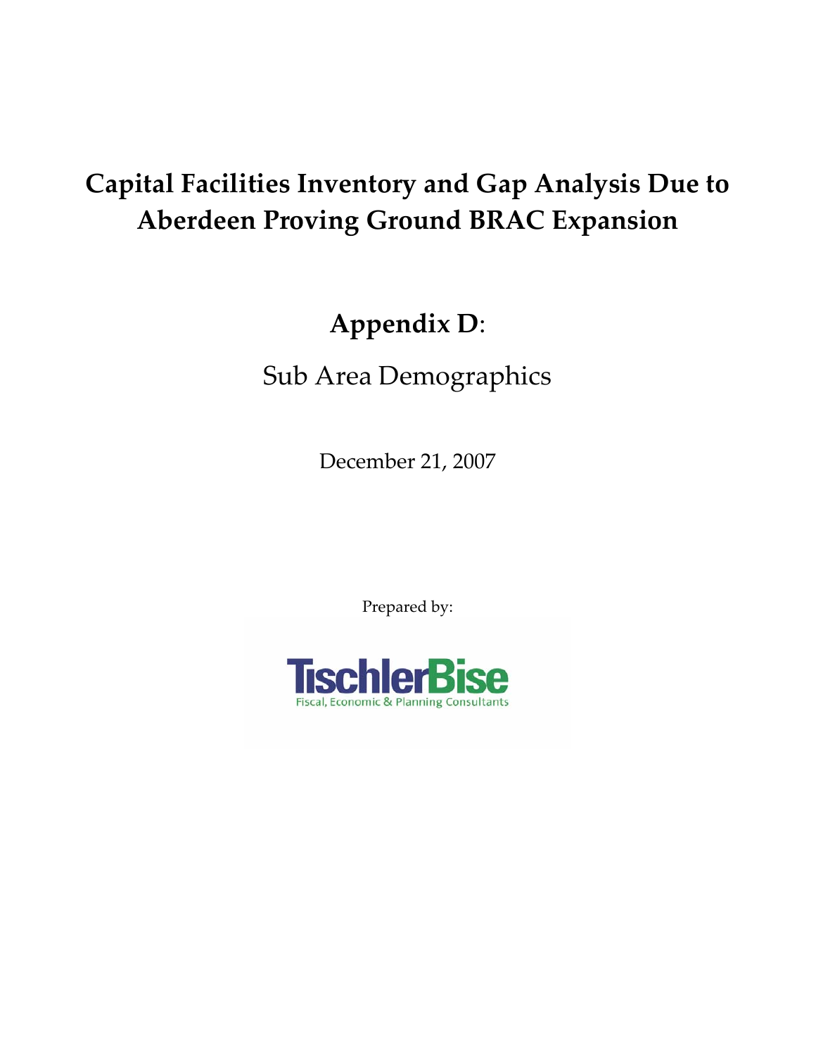# Capital Facilities Inventory and Gap Analysis Due to Aberdeen Proving Ground BRAC Expansion

## Appendix D:

Sub Area Demographics

December 21, 2007

Prepared by:

TischlerBise

Fiscal, Economic & Planning Consultants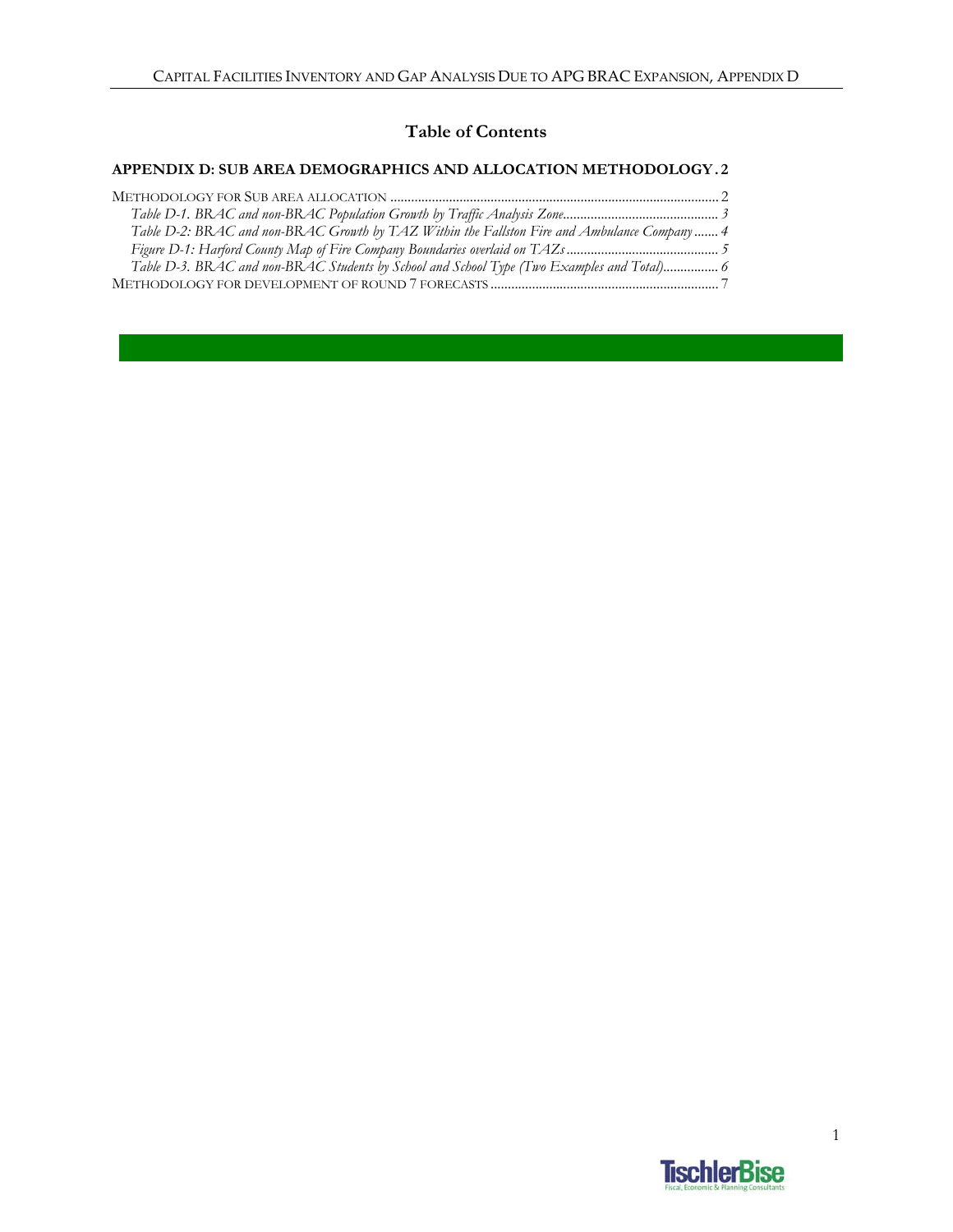# Table of Contents

**APPENDIX D: SUB AREA DEMOGRAPHICS AND ALLOCATION METHODOLOGY . 2**

METHODOLOGY FOR SUB AREA ALLOCATION ............................................................................................... 2

*Table D-1. BRAC and non-BRAC Population Growth by Traffic Analysis Zone............................................ 3*

*Table D-2: BRAC and non-BRAC Growth by TAZ Within the Fallston Fire and Ambulance Company ....... 4*

*Figure D-1: Harford County Map of Fire Company Boundaries overlaid on TAZs ............................................ 5*

*Table D-3. BRAC and non-BRAC Students by School and School Type (Two Examples and Total)................ 6*

METHODOLOGY FOR DEVELOPMENT OF ROUND 7 FORECASTS .................................................................. 7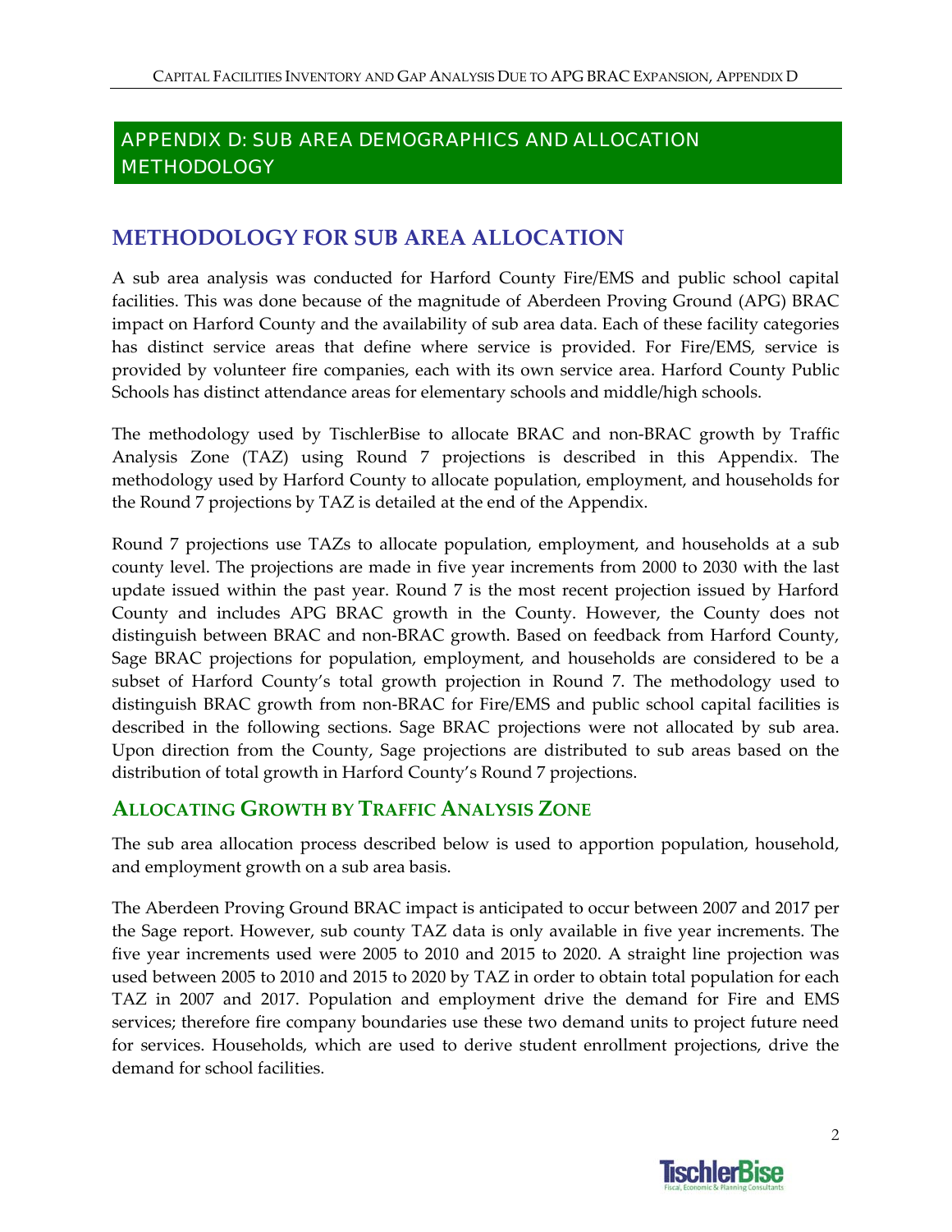# APPENDIX D: SUB AREA DEMOGRAPHICS AND ALLOCATION METHODOLOGY

## METHODOLOGY FOR SUB AREA ALLOCATION

A sub area analysis was conducted for Harford County Fire/EMS and public school capital facilities. This was done because of the magnitude of Aberdeen Proving Ground (APG) BRAC impact on Harford County and the availability of sub area data. Each of these facility categories has distinct service areas that define where service is provided. For Fire/EMS, service is provided by volunteer fire companies, each with its own service area. Harford County Public Schools has distinct attendance areas for elementary schools and middle/high schools.

The methodology used by TischlerBise to allocate BRAC and non-BRAC growth by Traffic Analysis Zone (TAZ) using Round 7 projections is described in this Appendix. The methodology used by Harford County to allocate population, employment, and households for the Round 7 projections by TAZ is detailed at the end of the Appendix.

Round 7 projections use TAZs to allocate population, employment, and households at a sub county level. The projections are made in five year increments from 2000 to 2030 with the last update issued within the past year. Round 7 is the most recent projection issued by Harford County and includes APG BRAC growth in the County. However, the County does not distinguish between BRAC and non-BRAC growth. Based on feedback from Harford County, Sage BRAC projections for population, employment, and households are considered to be a subset of Harford County's total growth projection in Round 7. The methodology used to distinguish BRAC growth from non-BRAC for Fire/EMS and public school capital facilities is described in the following sections. Sage BRAC projections were not allocated by sub area. Upon direction from the County, Sage projections are distributed to sub areas based on the distribution of total growth in Harford County's Round 7 projections.

### ALLOCATING GROWTH BY TRAFFIC ANALYSIS ZONE

The sub area allocation process described below is used to apportion population, household, and employment growth on a sub area basis.

The Aberdeen Proving Ground BRAC impact is anticipated to occur between 2007 and 2017 per the Sage report. However, sub county TAZ data is only available in five year increments. The five year increments used were 2005 to 2010 and 2015 to 2020. A straight line projection was used between 2005 to 2010 and 2015 to 2020 by TAZ in order to obtain total population for each TAZ in 2007 and 2017. Population and employment drive the demand for Fire and EMS services; therefore fire company boundaries use these two demand units to project future need for services. Households, which are used to derive student enrollment projections, drive the demand for school facilities.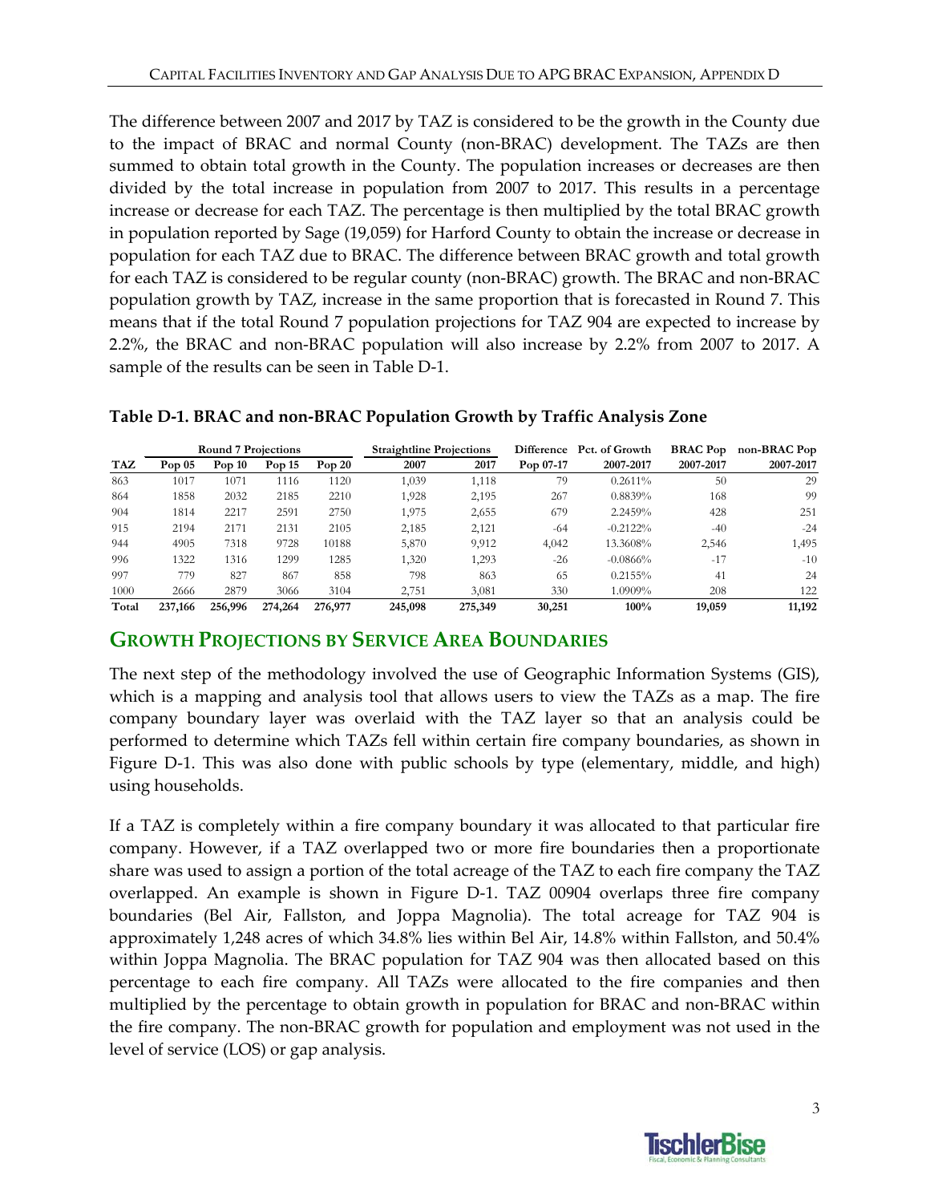The difference between 2007 and 2017 by TAZ is considered to be the growth in the County due to the impact of BRAC and normal County (non-BRAC) development. The TAZs are then summed to obtain total growth in the County. The population increases or decreases are then divided by the total increase in population from 2007 to 2017. This results in a percentage increase or decrease for each TAZ. The percentage is then multiplied by the total BRAC growth in population reported by Sage (19,059) for Harford County to obtain the increase or decrease in population for each TAZ due to BRAC. The difference between BRAC growth and total growth for each TAZ is considered to be regular county (non-BRAC) growth. The BRAC and non-BRAC population growth by TAZ, increase in the same proportion that is forecasted in Round 7. This means that if the total Round 7 population projections for TAZ 904 are expected to increase by 2.2%, the BRAC and non-BRAC population will also increase by 2.2% from 2007 to 2017. A sample of the results can be seen in Table D-1.

**Table D-1. BRAC and non-BRAC Population Growth by Traffic Analysis Zone**

| | Round 7 Projections | | | | Straightline Projections | | Difference | Pct. of Growth | BRAC Pop | non-BRAC Pop |
|---|---|---|---|---|---|---|---|---|---|---|
| **TAZ** | **Pop 05** | **Pop 10** | **Pop 15** | **Pop 20** | **2007** | **2017** | **Pop 07-17** | **2007-2017** | **2007-2017** | **2007-2017** |
| 863 | 1017 | 1071 | 1116 | 1120 | 1,039 | 1,118 | 79 | 0.2611% | 50 | 29 |
| 864 | 1858 | 2032 | 2185 | 2210 | 1,928 | 2,195 | 267 | 0.8839% | 168 | 99 |
| 904 | 1814 | 2217 | 2591 | 2750 | 1,975 | 2,655 | 679 | 2.2459% | 428 | 251 |
| 915 | 2194 | 2171 | 2131 | 2105 | 2,185 | 2,121 | -64 | -0.2122% | -40 | -24 |
| 944 | 4905 | 7318 | 9728 | 10188 | 5,870 | 9,912 | 4,042 | 13.3608% | 2,546 | 1,495 |
| 996 | 1322 | 1316 | 1299 | 1285 | 1,320 | 1,293 | -26 | -0.0866% | -17 | -10 |
| 997 | 779 | 827 | 867 | 858 | 798 | 863 | 65 | 0.2155% | 41 | 24 |
| 1000 | 2666 | 2879 | 3066 | 3104 | 2,751 | 3,081 | 330 | 1.0909% | 208 | 122 |
| **Total** | **237,166** | **256,996** | **274,264** | **276,977** | **245,098** | **275,349** | **30,251** | **100%** | **19,059** | **11,192** |

## GROWTH PROJECTIONS BY SERVICE AREA BOUNDARIES

The next step of the methodology involved the use of Geographic Information Systems (GIS), which is a mapping and analysis tool that allows users to view the TAZs as a map. The fire company boundary layer was overlaid with the TAZ layer so that an analysis could be performed to determine which TAZs fell within certain fire company boundaries, as shown in Figure D-1. This was also done with public schools by type (elementary, middle, and high) using households.

If a TAZ is completely within a fire company boundary it was allocated to that particular fire company. However, if a TAZ overlapped two or more fire boundaries then a proportionate share was used to assign a portion of the total acreage of the TAZ to each fire company the TAZ overlapped. An example is shown in Figure D-1. TAZ 00904 overlaps three fire company boundaries (Bel Air, Fallston, and Joppa Magnolia). The total acreage for TAZ 904 is approximately 1,248 acres of which 34.8% lies within Bel Air, 14.8% within Fallston, and 50.4% within Joppa Magnolia. The BRAC population for TAZ 904 was then allocated based on this percentage to each fire company. All TAZs were allocated to the fire companies and then multiplied by the percentage to obtain growth in population for BRAC and non-BRAC within the fire company. The non-BRAC growth for population and employment was not used in the level of service (LOS) or gap analysis.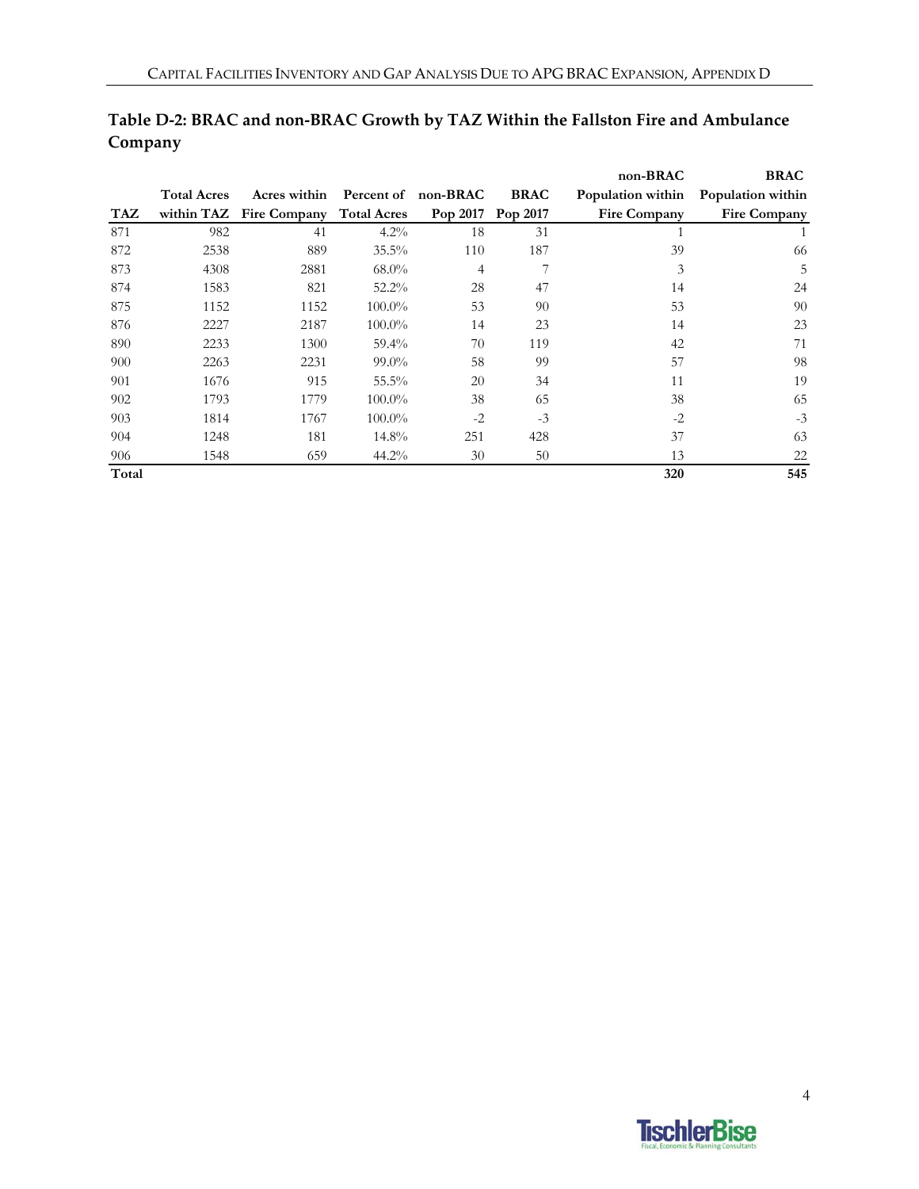## Table D-2: BRAC and non-BRAC Growth by TAZ Within the Fallston Fire and Ambulance Company

| TAZ | Total Acres within TAZ | Acres within Fire Company | Percent of Total Acres | non-BRAC Pop 2017 | BRAC Pop 2017 | non-BRAC Population within Fire Company | BRAC Population within Fire Company |
|---|---|---|---|---|---|---|---|
| 871 | 982 | 41 | 4.2% | 18 | 31 | 1 | 1 |
| 872 | 2538 | 889 | 35.5% | 110 | 187 | 39 | 66 |
| 873 | 4308 | 2881 | 68.0% | 4 | 7 | 3 | 5 |
| 874 | 1583 | 821 | 52.2% | 28 | 47 | 14 | 24 |
| 875 | 1152 | 1152 | 100.0% | 53 | 90 | 53 | 90 |
| 876 | 2227 | 2187 | 100.0% | 14 | 23 | 14 | 23 |
| 890 | 2233 | 1300 | 59.4% | 70 | 119 | 42 | 71 |
| 900 | 2263 | 2231 | 99.0% | 58 | 99 | 57 | 98 |
| 901 | 1676 | 915 | 55.5% | 20 | 34 | 11 | 19 |
| 902 | 1793 | 1779 | 100.0% | 38 | 65 | 38 | 65 |
| 903 | 1814 | 1767 | 100.0% | -2 | -3 | -2 | -3 |
| 904 | 1248 | 181 | 14.8% | 251 | 428 | 37 | 63 |
| 906 | 1548 | 659 | 44.2% | 30 | 50 | 13 | 22 |
| **Total** | | | | | | **320** | **545** |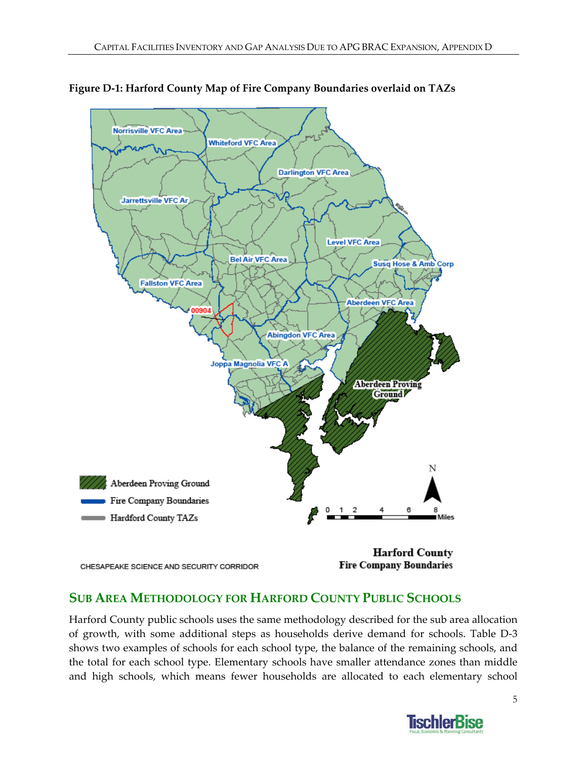**Figure D-1: Harford County Map of Fire Company Boundaries overlaid on TAZs**

## SUB AREA METHODOLOGY FOR HARFORD COUNTY PUBLIC SCHOOLS

Harford County public schools uses the same methodology described for the sub area allocation of growth, with some additional steps as households derive demand for schools. Table D-3 shows two examples of schools for each school type, the balance of the remaining schools, and the total for each school type. Elementary schools have smaller attendance zones than middle and high schools, which means fewer households are allocated to each elementary school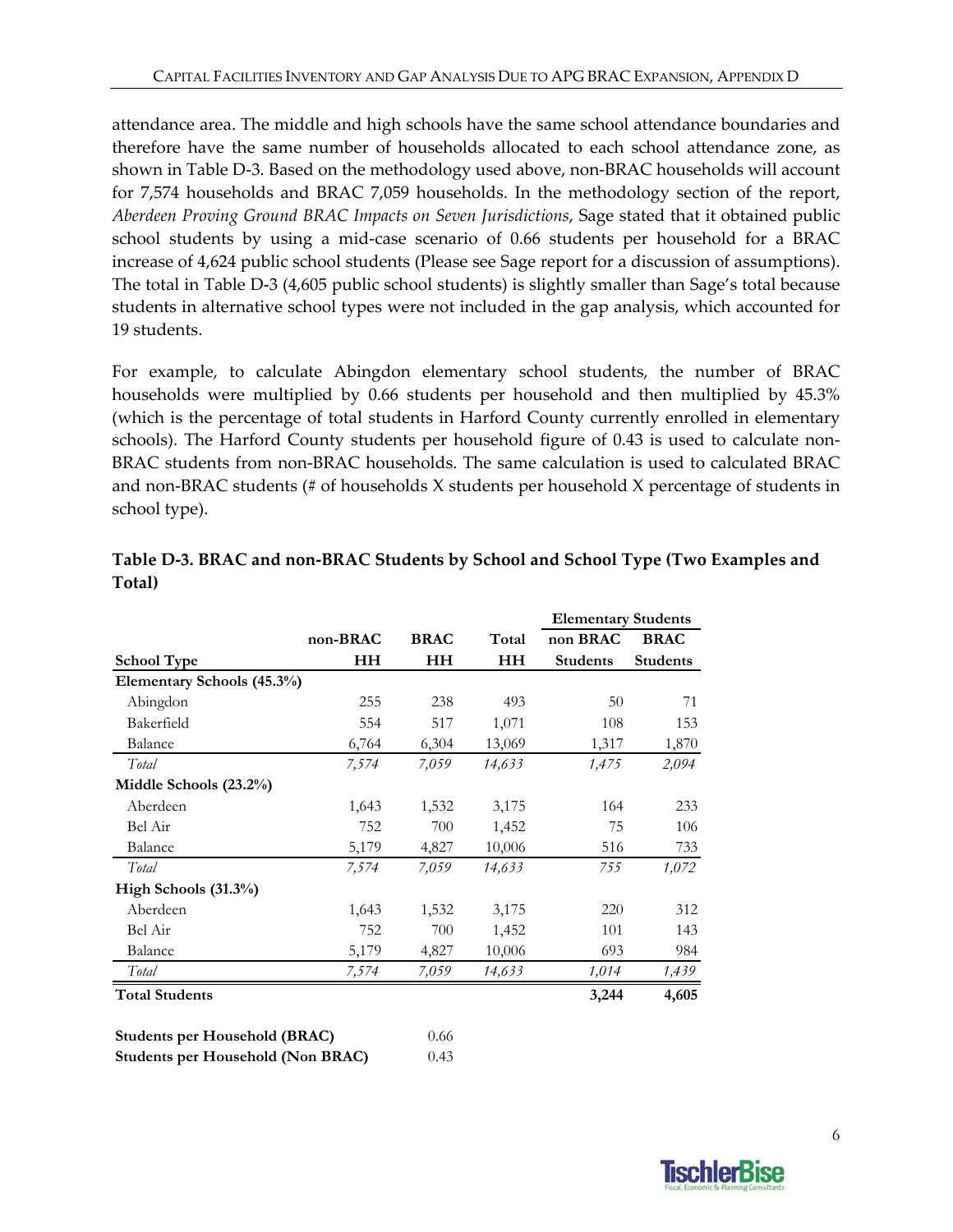attendance area. The middle and high schools have the same school attendance boundaries and therefore have the same number of households allocated to each school attendance zone, as shown in Table D-3. Based on the methodology used above, non-BRAC households will account for 7,574 households and BRAC 7,059 households. In the methodology section of the report, *Aberdeen Proving Ground BRAC Impacts on Seven Jurisdictions*, Sage stated that it obtained public school students by using a mid-case scenario of 0.66 students per household for a BRAC increase of 4,624 public school students (Please see Sage report for a discussion of assumptions). The total in Table D-3 (4,605 public school students) is slightly smaller than Sage's total because students in alternative school types were not included in the gap analysis, which accounted for 19 students.

For example, to calculate Abingdon elementary school students, the number of BRAC households were multiplied by 0.66 students per household and then multiplied by 45.3% (which is the percentage of total students in Harford County currently enrolled in elementary schools). The Harford County students per household figure of 0.43 is used to calculate non-BRAC students from non-BRAC households. The same calculation is used to calculated BRAC and non-BRAC students (# of households X students per household X percentage of students in school type).

**Table D-3. BRAC and non-BRAC Students by School and School Type (Two Examples and Total)**

| | | | | Elementary Students | |
|---|---|---|---|---|---|
| **School Type** | **non-BRAC HH** | **BRAC HH** | **Total HH** | **non BRAC Students** | **BRAC Students** |
| **Elementary Schools (45.3%)** | | | | | |
| Abingdon | 255 | 238 | 493 | 50 | 71 |
| Bakerfield | 554 | 517 | 1,071 | 108 | 153 |
| Balance | 6,764 | 6,304 | 13,069 | 1,317 | 1,870 |
| *Total* | *7,574* | *7,059* | *14,633* | *1,475* | *2,094* |
| **Middle Schools (23.2%)** | | | | | |
| Aberdeen | 1,643 | 1,532 | 3,175 | 164 | 233 |
| Bel Air | 752 | 700 | 1,452 | 75 | 106 |
| Balance | 5,179 | 4,827 | 10,006 | 516 | 733 |
| *Total* | *7,574* | *7,059* | *14,633* | *755* | *1,072* |
| **High Schools (31.3%)** | | | | | |
| Aberdeen | 1,643 | 1,532 | 3,175 | 220 | 312 |
| Bel Air | 752 | 700 | 1,452 | 101 | 143 |
| Balance | 5,179 | 4,827 | 10,006 | 693 | 984 |
| *Total* | *7,574* | *7,059* | *14,633* | *1,014* | *1,439* |
| **Total Students** | | | | **3,244** | **4,605** |

| | |
|---|---|
| **Students per Household (BRAC)** | 0.66 |
| **Students per Household (Non BRAC)** | 0.43 |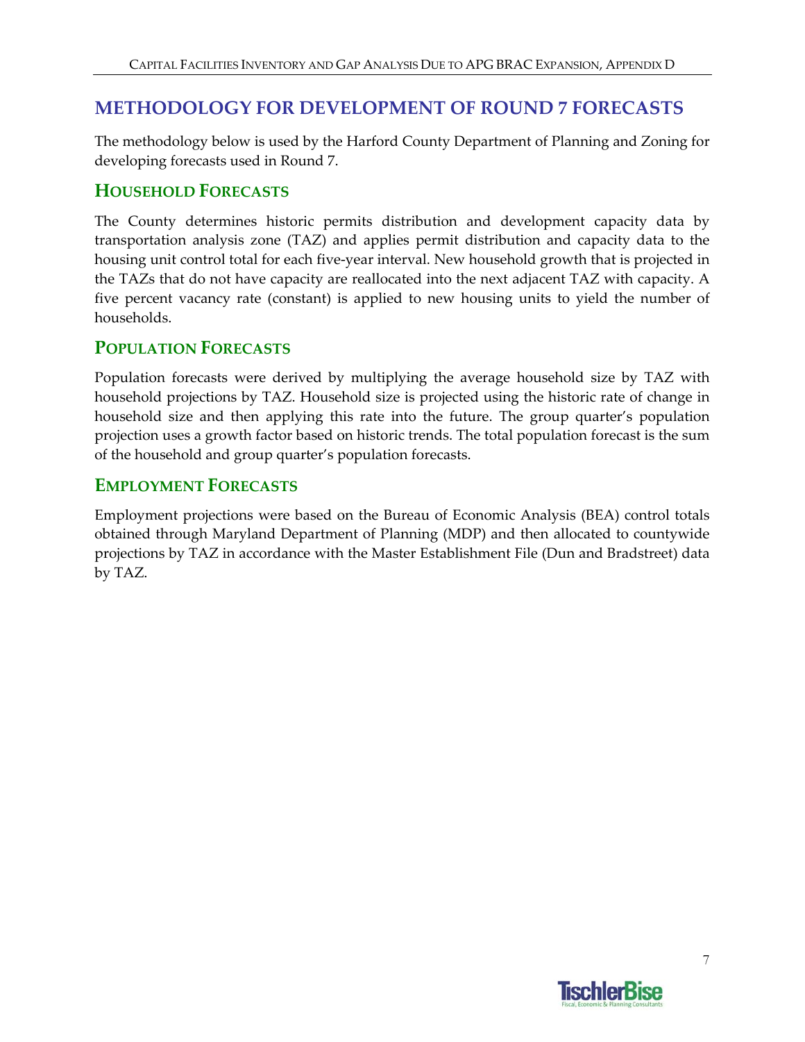# METHODOLOGY FOR DEVELOPMENT OF ROUND 7 FORECASTS

The methodology below is used by the Harford County Department of Planning and Zoning for developing forecasts used in Round 7.

## HOUSEHOLD FORECASTS

The County determines historic permits distribution and development capacity data by transportation analysis zone (TAZ) and applies permit distribution and capacity data to the housing unit control total for each five-year interval. New household growth that is projected in the TAZs that do not have capacity are reallocated into the next adjacent TAZ with capacity. A five percent vacancy rate (constant) is applied to new housing units to yield the number of households.

## POPULATION FORECASTS

Population forecasts were derived by multiplying the average household size by TAZ with household projections by TAZ. Household size is projected using the historic rate of change in household size and then applying this rate into the future. The group quarter's population projection uses a growth factor based on historic trends. The total population forecast is the sum of the household and group quarter's population forecasts.

## EMPLOYMENT FORECASTS

Employment projections were based on the Bureau of Economic Analysis (BEA) control totals obtained through Maryland Department of Planning (MDP) and then allocated to countywide projections by TAZ in accordance with the Master Establishment File (Dun and Bradstreet) data by TAZ.